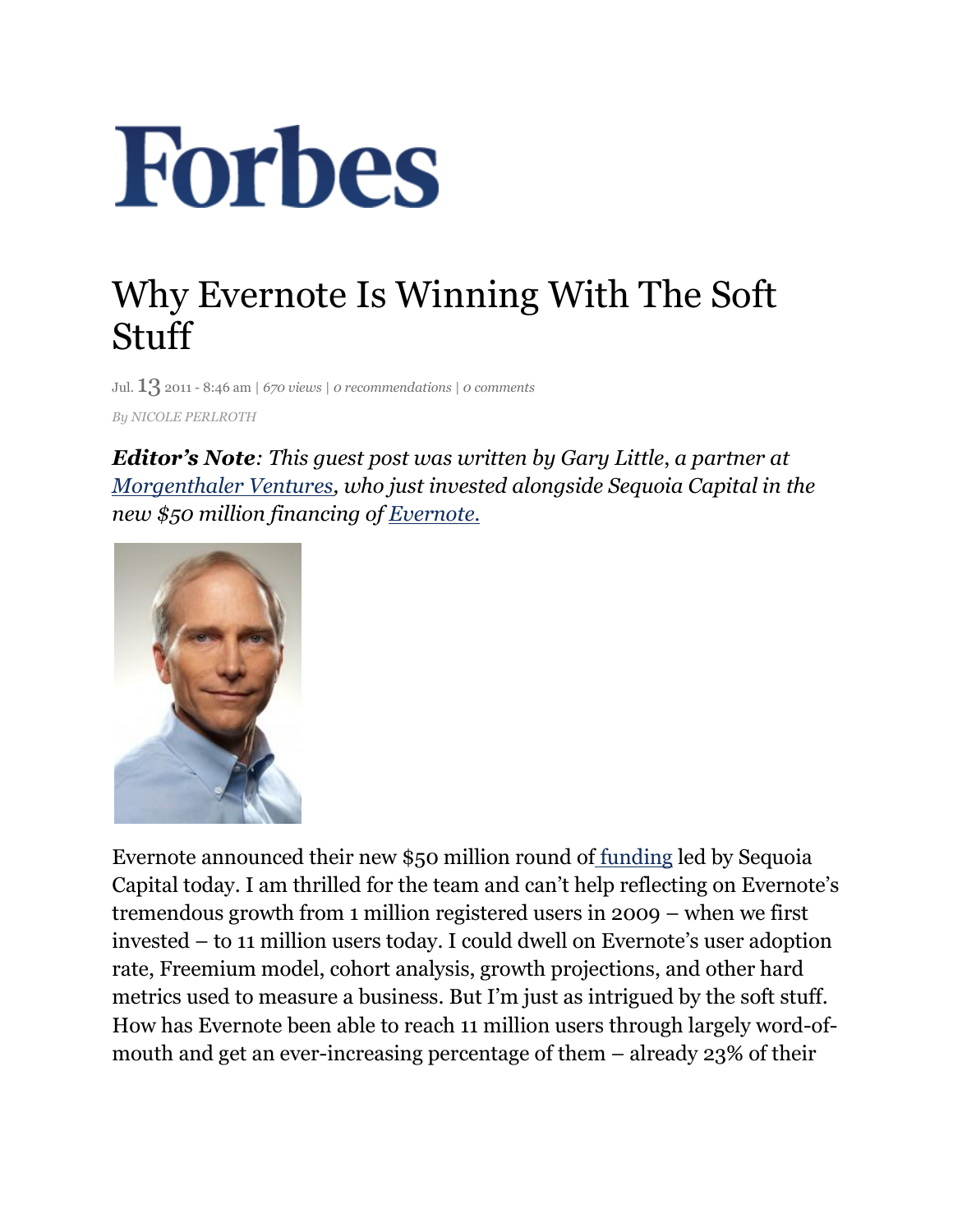# Forbes

## Why Evernote Is Winning With The Soft Stuff

Jul. 13 2011 - 8:46 am | *670 views* | *0 recommendations* | *0 comments*

*By NICOLE PERLROTH*

***Editor's Note**: This guest post was written by Gary Little, a partner at Morgenthaler Ventures, who just invested alongside Sequoia Capital in the new $50 million financing of Evernote.*

Evernote announced their new $50 million round of funding led by Sequoia Capital today. I am thrilled for the team and can't help reflecting on Evernote's tremendous growth from 1 million registered users in 2009 – when we first invested – to 11 million users today. I could dwell on Evernote's user adoption rate, Freemium model, cohort analysis, growth projections, and other hard metrics used to measure a business. But I'm just as intrigued by the soft stuff. How has Evernote been able to reach 11 million users through largely word-of-mouth and get an ever-increasing percentage of them – already 23% of their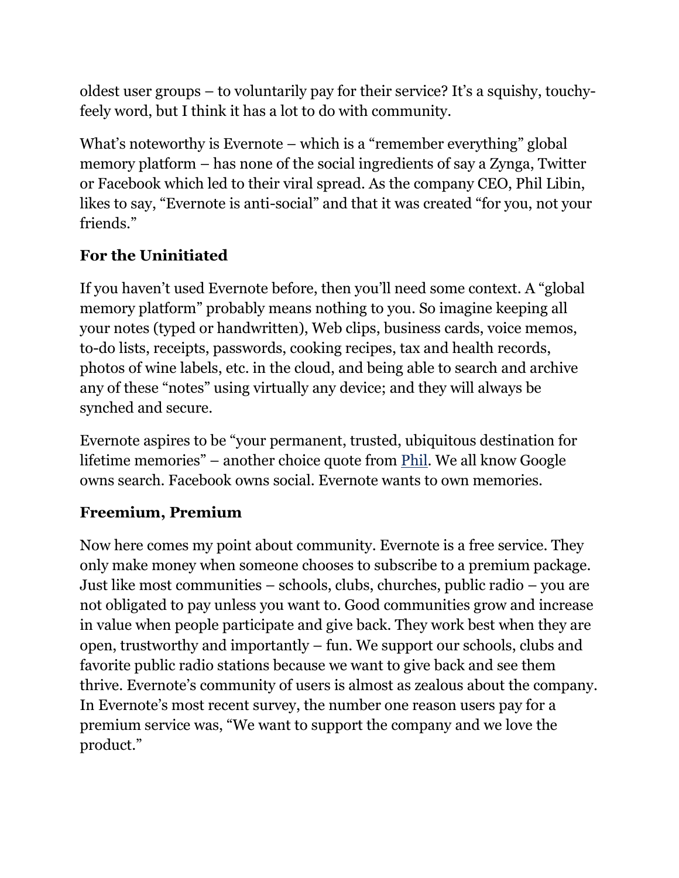oldest user groups – to voluntarily pay for their service? It's a squishy, touchy-feely word, but I think it has a lot to do with community.

What's noteworthy is Evernote – which is a "remember everything" global memory platform – has none of the social ingredients of say a Zynga, Twitter or Facebook which led to their viral spread. As the company CEO, Phil Libin, likes to say, "Evernote is anti-social" and that it was created "for you, not your friends."

## For the Uninitiated

If you haven't used Evernote before, then you'll need some context. A "global memory platform" probably means nothing to you. So imagine keeping all your notes (typed or handwritten), Web clips, business cards, voice memos, to-do lists, receipts, passwords, cooking recipes, tax and health records, photos of wine labels, etc. in the cloud, and being able to search and archive any of these "notes" using virtually any device; and they will always be synched and secure.

Evernote aspires to be "your permanent, trusted, ubiquitous destination for lifetime memories" – another choice quote from Phil. We all know Google owns search. Facebook owns social. Evernote wants to own memories.

## Freemium, Premium

Now here comes my point about community. Evernote is a free service. They only make money when someone chooses to subscribe to a premium package. Just like most communities – schools, clubs, churches, public radio – you are not obligated to pay unless you want to. Good communities grow and increase in value when people participate and give back. They work best when they are open, trustworthy and importantly – fun. We support our schools, clubs and favorite public radio stations because we want to give back and see them thrive. Evernote's community of users is almost as zealous about the company. In Evernote's most recent survey, the number one reason users pay for a premium service was, "We want to support the company and we love the product."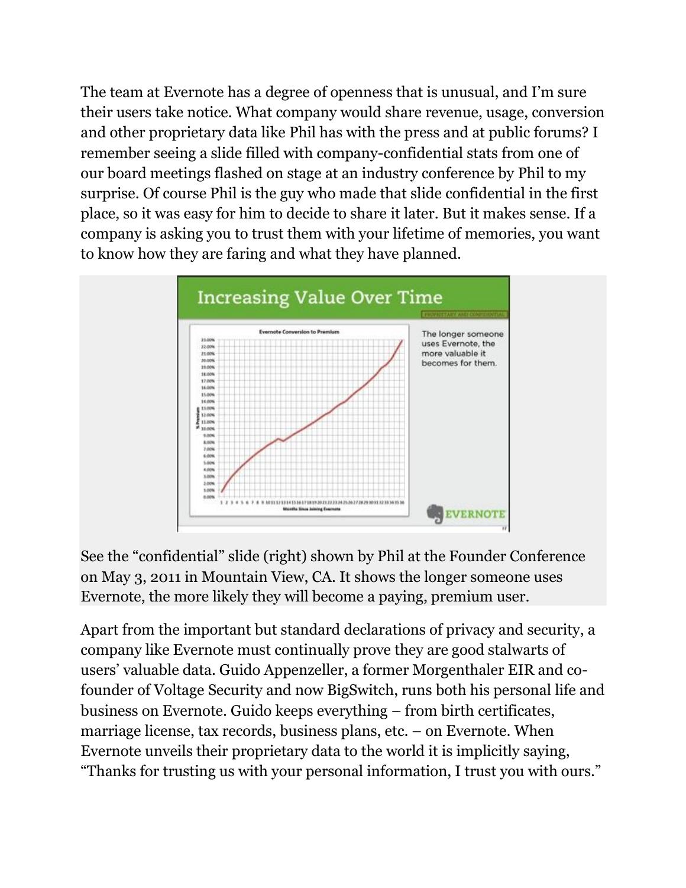The team at Evernote has a degree of openness that is unusual, and I'm sure their users take notice. What company would share revenue, usage, conversion and other proprietary data like Phil has with the press and at public forums? I remember seeing a slide filled with company-confidential stats from one of our board meetings flashed on stage at an industry conference by Phil to my surprise. Of course Phil is the guy who made that slide confidential in the first place, so it was easy for him to decide to share it later. But it makes sense. If a company is asking you to trust them with your lifetime of memories, you want to know how they are faring and what they have planned.

See the "confidential" slide (right) shown by Phil at the Founder Conference on May 3, 2011 in Mountain View, CA. It shows the longer someone uses Evernote, the more likely they will become a paying, premium user.

Apart from the important but standard declarations of privacy and security, a company like Evernote must continually prove they are good stalwarts of users' valuable data. Guido Appenzeller, a former Morgenthaler EIR and co-founder of Voltage Security and now BigSwitch, runs both his personal life and business on Evernote. Guido keeps everything – from birth certificates, marriage license, tax records, business plans, etc. – on Evernote. When Evernote unveils their proprietary data to the world it is implicitly saying, "Thanks for trusting us with your personal information, I trust you with ours."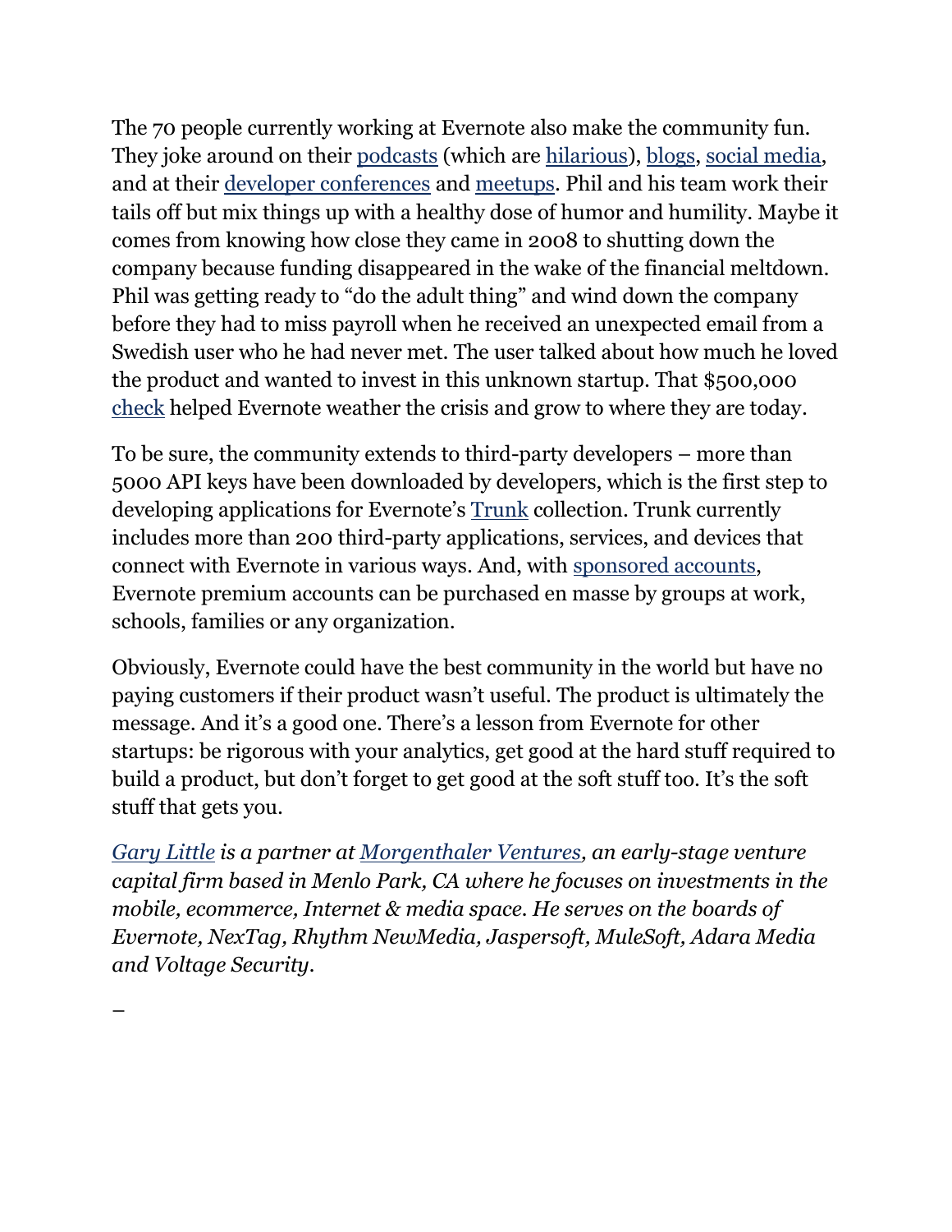The 70 people currently working at Evernote also make the community fun. They joke around on their podcasts (which are hilarious), blogs, social media, and at their developer conferences and meetups. Phil and his team work their tails off but mix things up with a healthy dose of humor and humility. Maybe it comes from knowing how close they came in 2008 to shutting down the company because funding disappeared in the wake of the financial meltdown. Phil was getting ready to "do the adult thing" and wind down the company before they had to miss payroll when he received an unexpected email from a Swedish user who he had never met. The user talked about how much he loved the product and wanted to invest in this unknown startup. That $500,000 check helped Evernote weather the crisis and grow to where they are today.

To be sure, the community extends to third-party developers – more than 5000 API keys have been downloaded by developers, which is the first step to developing applications for Evernote's Trunk collection. Trunk currently includes more than 200 third-party applications, services, and devices that connect with Evernote in various ways. And, with sponsored accounts, Evernote premium accounts can be purchased en masse by groups at work, schools, families or any organization.

Obviously, Evernote could have the best community in the world but have no paying customers if their product wasn't useful. The product is ultimately the message. And it's a good one. There's a lesson from Evernote for other startups: be rigorous with your analytics, get good at the hard stuff required to build a product, but don't forget to get good at the soft stuff too. It's the soft stuff that gets you.

*Gary Little is a partner at Morgenthaler Ventures, an early-stage venture capital firm based in Menlo Park, CA where he focuses on investments in the mobile, ecommerce, Internet & media space. He serves on the boards of Evernote, NexTag, Rhythm NewMedia, Jaspersoft, MuleSoft, Adara Media and Voltage Security.*

–